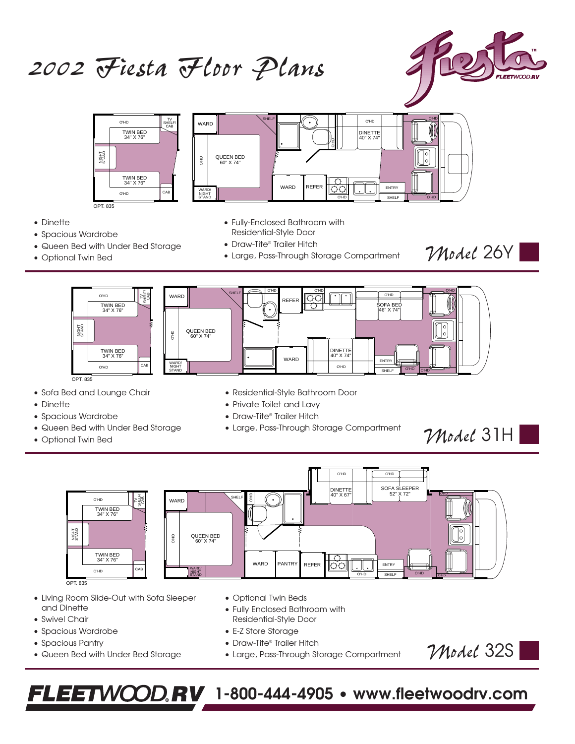# 2002 Fiesta Floor Plans

Fiesta™ FLEETWOOD RV

## Model 26Y

- Dinette
- Spacious Wardrobe
- Queen Bed with Under Bed Storage
- Optional Twin Bed
- Fully-Enclosed Bathroom with Residential-Style Door
- Draw-Tite® Trailer Hitch
- Large, Pass-Through Storage Compartment

## Model 31H

- Sofa Bed and Lounge Chair
- Dinette
- Spacious Wardrobe
- Queen Bed with Under Bed Storage
- Optional Twin Bed
- Residential-Style Bathroom Door
- Private Toilet and Lavy
- Draw-Tite® Trailer Hitch
- Large, Pass-Through Storage Compartment

## Model 32S

- Living Room Slide-Out with Sofa Sleeper and Dinette
- Swivel Chair
- Spacious Wardrobe
- Spacious Pantry
- Queen Bed with Under Bed Storage
- Optional Twin Beds
- Fully Enclosed Bathroom with Residential-Style Door
- E-Z Store Storage
- Draw-Tite® Trailer Hitch
- Large, Pass-Through Storage Compartment

**FLEETWOOD RV** 1-800-444-4905 • www.fleetwoodrv.com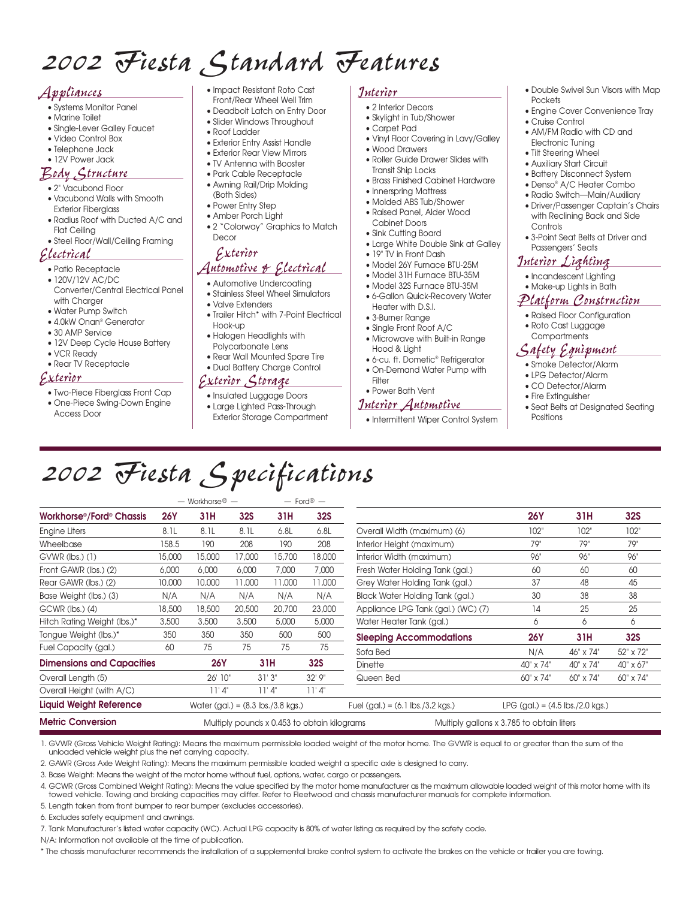# 2002 Fiesta Standard Features

## Appliances

- Systems Monitor Panel
- Marine Toilet
- Single-Lever Galley Faucet
- Video Control Box
- Telephone Jack
- 12V Power Jack

## Body Structure

- 2" Vacubond Floor
- Vacubond Walls with Smooth Exterior Fiberglass
- Radius Roof with Ducted A/C and Flat Ceiling
- Steel Floor/Wall/Ceiling Framing

## Electrical

- Patio Receptacle
- 120V/12V AC/DC Converter/Central Electrical Panel with Charger
- Water Pump Switch
- 4.0kW Onan® Generator
- 30 AMP Service
- 12V Deep Cycle House Battery
- VCR Ready
- Rear TV Receptacle

## Exterior

- Two-Piece Fiberglass Front Cap
- One-Piece Swing-Down Engine Access Door
- Impact Resistant Roto Cast Front/Rear Wheel Well Trim
- Deadbolt Latch on Entry Door
- Slider Windows Throughout
- Roof Ladder
- Exterior Entry Assist Handle
- Exterior Rear View Mirrors
- TV Antenna with Booster
- Park Cable Receptacle
- Awning Rail/Drip Molding (Both Sides)
- Power Entry Step
- Amber Porch Light
- 2 "Colorway" Graphics to Match Decor

## Exterior Automotive & Electrical

- Automotive Undercoating
- Stainless Steel Wheel Simulators
- Valve Extenders
- Trailer Hitch* with 7-Point Electrical Hook-up
- Halogen Headlights with Polycarbonate Lens
- Rear Wall Mounted Spare Tire
- Dual Battery Charge Control

## Exterior Storage

- Insulated Luggage Doors
- Large Lighted Pass-Through Exterior Storage Compartment

## Interior

- 2 Interior Decors
- Skylight in Tub/Shower
- Carpet Pad
- Vinyl Floor Covering in Lavy/Galley
- Wood Drawers
- Roller Guide Drawer Slides with Transit Ship Locks
- Brass Finished Cabinet Hardware
- Innerspring Mattress
- Molded ABS Tub/Shower
- Raised Panel, Alder Wood Cabinet Doors
- Sink Cutting Board
- Large White Double Sink at Galley
- 19" TV in Front Dash
- Model 26Y Furnace BTU-25M
- Model 31H Furnace BTU-35M
- Model 32S Furnace BTU-35M
- 6-Gallon Quick-Recovery Water Heater with D.S.I.
- 3-Burner Range
- Single Front Roof A/C
- Microwave with Built-in Range Hood & Light
- 6-cu. ft. Dometic® Refrigerator
- On-Demand Water Pump with Filter
- Power Bath Vent

## Interior Automotive

- Intermittent Wiper Control System
- Double Swivel Sun Visors with Map Pockets
- Engine Cover Convenience Tray
- Cruise Control
- AM/FM Radio with CD and Electronic Tuning
- Tilt Steering Wheel
- Auxiliary Start Circuit
- Battery Disconnect System
- Denso® A/C Heater Combo
- Radio Switch—Main/Auxiliary
- Driver/Passenger Captain's Chairs with Reclining Back and Side Controls
- 3-Point Seat Belts at Driver and Passengers' Seats

## Interior Lighting

- Incandescent Lighting
- Make-up Lights in Bath

## Platform Construction

- Raised Floor Configuration
- Roto Cast Luggage Compartments

## Safety Equipment

- Smoke Detector/Alarm
- LPG Detector/Alarm
- CO Detector/Alarm
- Fire Extinguisher
- Seat Belts at Designated Seating Positions

# 2002 Fiesta Specifications

| | — Workhorse® — | | | — Ford® — | |
|---|---|---|---|---|---|
| **Workhorse®/Ford® Chassis** | **26Y** | **31H** | **32S** | **31H** | **32S** |
| Engine Liters | 8.1L | 8.1L | 8.1L | 6.8L | 6.8L |
| Wheelbase | 158.5 | 190 | 208 | 190 | 208 |
| GVWR (lbs.) (1) | 15,000 | 15,000 | 17,000 | 15,700 | 18,000 |
| Front GAWR (lbs.) (2) | 6,000 | 6,000 | 6,000 | 7,000 | 7,000 |
| Rear GAWR (lbs.) (2) | 10,000 | 10,000 | 11,000 | 11,000 | 11,000 |
| Base Weight (lbs.) (3) | N/A | N/A | N/A | N/A | N/A |
| GCWR (lbs.) (4) | 18,500 | 18,500 | 20,500 | 20,700 | 23,000 |
| Hitch Rating Weight (lbs.)* | 3,500 | 3,500 | 3,500 | 5,000 | 5,000 |
| Tongue Weight (lbs.)* | 350 | 350 | 350 | 500 | 500 |
| Fuel Capacity (gal.) | 60 | 75 | 75 | 75 | 75 |

| **Dimensions and Capacities** | **26Y** | **31H** | **32S** |
|---|---|---|---|
| Overall Length (5) | 26' 10" | 31' 3" | 32' 9" |
| Overall Height (with A/C) | 11' 4" | 11' 4" | 11' 4" |

| | **26Y** | **31H** | **32S** |
|---|---|---|---|
| Overall Width (maximum) (6) | 102" | 102" | 102" |
| Interior Height (maximum) | 79" | 79" | 79" |
| Interior Width (maximum) | 96" | 96" | 96" |
| Fresh Water Holding Tank (gal.) | 60 | 60 | 60 |
| Grey Water Holding Tank (gal.) | 37 | 48 | 45 |
| Black Water Holding Tank (gal.) | 30 | 38 | 38 |
| Appliance LPG Tank (gal.) (WC) (7) | 14 | 25 | 25 |
| Water Heater Tank (gal.) | 6 | 6 | 6 |
| **Sleeping Accommodations** | **26Y** | **31H** | **32S** |
| Sofa Bed | N/A | 46" x 74" | 52" x 72" |
| Dinette | 40" x 74" | 40" x 74" | 40" x 67" |
| Queen Bed | 60" x 74" | 60" x 74" | 60" x 74" |

**Liquid Weight Reference** — Water (gal.) = (8.3 lbs./3.8 kgs.) — Fuel (gal.) = (6.1 lbs./3.2 kgs.) — LPG (gal.) = (4.5 lbs./2.0 kgs.)

**Metric Conversion** — Multiply pounds x 0.453 to obtain kilograms — Multiply gallons x 3.785 to obtain liters

1. GVWR (Gross Vehicle Weight Rating): Means the maximum permissible loaded weight of the motor home. The GVWR is equal to or greater than the sum of the unloaded vehicle weight plus the net carrying capacity.
2. GAWR (Gross Axle Weight Rating): Means the maximum permissible loaded weight a specific axle is designed to carry.
3. Base Weight: Means the weight of the motor home without fuel, options, water, cargo or passengers.
4. GCWR (Gross Combined Weight Rating): Means the value specified by the motor home manufacturer as the maximum allowable loaded weight of this motor home with its towed vehicle. Towing and braking capacities may differ. Refer to Fleetwood and chassis manufacturer manuals for complete information.
5. Length taken from front bumper to rear bumper (excludes accessories).
6. Excludes safety equipment and awnings.
7. Tank Manufacturer's listed water capacity (WC). Actual LPG capacity is 80% of water listing as required by the safety code.

N/A: Information not available at the time of publication.

* The chassis manufacturer recommends the installation of a supplemental brake control system to activate the brakes on the vehicle or trailer you are towing.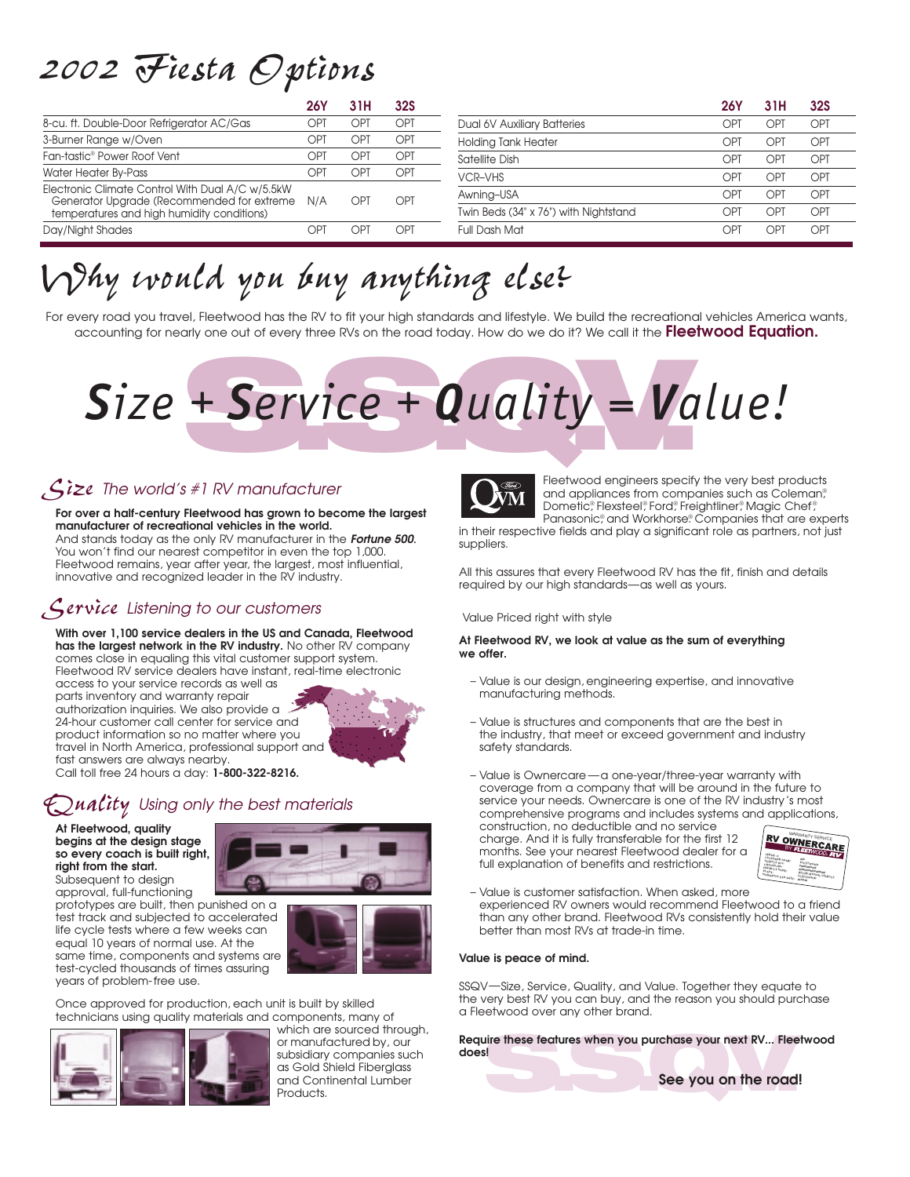# 2002 Fiesta Options

| | 26Y | 31H | 32S |
|---|---|---|---|
| 8-cu. ft. Double-Door Refrigerator AC/Gas | OPT | OPT | OPT |
| 3-Burner Range w/Oven | OPT | OPT | OPT |
| Fan-tastic® Power Roof Vent | OPT | OPT | OPT |
| Water Heater By-Pass | OPT | OPT | OPT |
| Electronic Climate Control With Dual A/C w/5.5kW Generator Upgrade (Recommended for extreme temperatures and high humidity conditions) | N/A | OPT | OPT |
| Day/Night Shades | OPT | OPT | OPT |
| Dual 6V Auxiliary Batteries | OPT | OPT | OPT |
| Holding Tank Heater | OPT | OPT | OPT |
| Satellite Dish | OPT | OPT | OPT |
| VCR–VHS | OPT | OPT | OPT |
| Awning–USA | OPT | OPT | OPT |
| Twin Beds (34" x 76") with Nightstand | OPT | OPT | OPT |
| Full Dash Mat | OPT | OPT | OPT |

# Why would you buy anything else?

For every road you travel, Fleetwood has the RV to fit your high standards and lifestyle. We build the recreational vehicles America wants, accounting for nearly one out of every three RVs on the road today. How do we do it? We call it the **Fleetwood Equation.**

## *Size + Service + Quality = Value!*

## Size *The world's #1 RV manufacturer*

**For over a half-century Fleetwood has grown to become the largest manufacturer of recreational vehicles in the world.** And stands today as the only RV manufacturer in the ***Fortune 500***. You won't find our nearest competitor in even the top 1,000. Fleetwood remains, year after year, the largest, most influential, innovative and recognized leader in the RV industry.

## Service *Listening to our customers*

**With over 1,100 service dealers in the US and Canada, Fleetwood has the largest network in the RV industry.** No other RV company comes close in equaling this vital customer support system. Fleetwood RV service dealers have instant, real-time electronic access to your service records as well as parts inventory and warranty repair authorization inquiries. We also provide a 24-hour customer call center for service and product information so no matter where you travel in North America, professional support and fast answers are always nearby. Call toll free 24 hours a day: **1-800-322-8216.**

## Quality *Using only the best materials*

**At Fleetwood, quality begins at the design stage so every coach is built right, right from the start.** Subsequent to design approval, full-functioning prototypes are built, then punished on a test track and subjected to accelerated life cycle tests where a few weeks can equal 10 years of normal use. At the same time, components and systems are test-cycled thousands of times assuring years of problem-free use.

Once approved for production, each unit is built by skilled technicians using quality materials and components, many of which are sourced through, or manufactured by, our subsidiary companies such as Gold Shield Fiberglass and Continental Lumber Products.

Fleetwood engineers specify the very best products and appliances from companies such as Coleman®, Dometic®, Flexsteel®, Ford®, Freightliner®, Magic Chef®, Panasonic® and Workhorse® Companies that are experts in their respective fields and play a significant role as partners, not just suppliers.

All this assures that every Fleetwood RV has the fit, finish and details required by our high standards—as well as yours.

Value Priced right with style

**At Fleetwood RV, we look at value as the sum of everything we offer.**

- Value is our design, engineering expertise, and innovative manufacturing methods.
- Value is structures and components that are the best in the industry, that meet or exceed government and industry safety standards.
- Value is Ownercare—a one-year/three-year warranty with coverage from a company that will be around in the future to service your needs. Ownercare is one of the RV industry's most comprehensive programs and includes systems and applications, construction, no deductible and no service charge. And it is fully transferable for the first 12 months. See your nearest Fleetwood dealer for a full explanation of benefits and restrictions.
- Value is customer satisfaction. When asked, more experienced RV owners would recommend Fleetwood to a friend than any other brand. Fleetwood RVs consistently hold their value better than most RVs at trade-in time.

**Value is peace of mind.**

SSQV—Size, Service, Quality, and Value. Together they equate to the very best RV you can buy, and the reason you should purchase a Fleetwood over any other brand.

**Require these features when you purchase your next RV... Fleetwood does!**

**See you on the road!**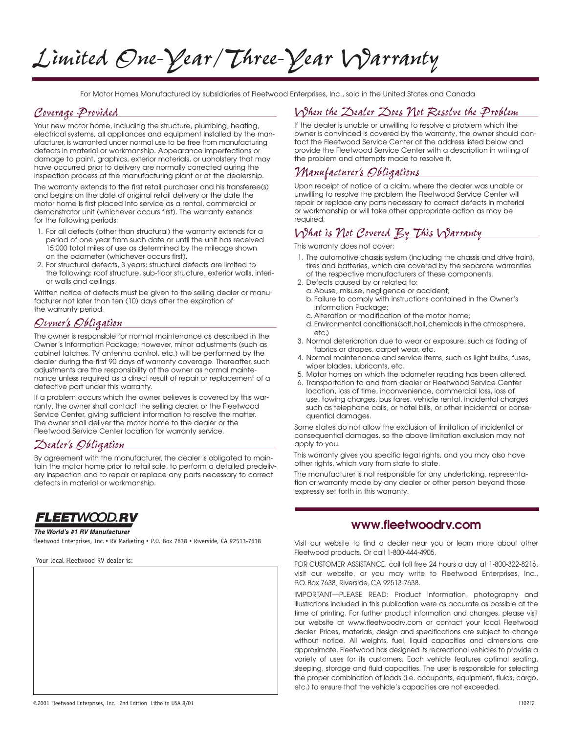# Limited One-Year/Three-Year Warranty

For Motor Homes Manufactured by subsidiaries of Fleetwood Enterprises, Inc., sold in the United States and Canada

## Coverage Provided

Your new motor home, including the structure, plumbing, heating, electrical systems, all appliances and equipment installed by the manufacturer, is warranted under normal use to be free from manufacturing defects in material or workmanship. Appearance imperfections or damage to paint, graphics, exterior materials, or upholstery that may have occurred prior to delivery are normally corrected during the inspection process at the manufacturing plant or at the dealership.

The warranty extends to the first retail purchaser and his transferee(s) and begins on the date of original retail delivery or the date the motor home is first placed into service as a rental, commercial or demonstrator unit (whichever occurs first). The warranty extends for the following periods:

1. For all defects (other than structural) the warranty extends for a period of one year from such date or until the unit has received 15,000 total miles of use as determined by the mileage shown on the odometer (whichever occurs first).
2. For structural defects, 3 years; structural defects are limited to the following: roof structure, sub-floor structure, exterior walls, interior walls and ceilings.

Written notice of defects must be given to the selling dealer or manufacturer not later than ten (10) days after the expiration of the warranty period.

## Owner's Obligation

The owner is responsible for normal maintenance as described in the Owner's Information Package; however, minor adjustments (such as cabinet latches, TV antenna control, etc.) will be performed by the dealer during the first 90 days of warranty coverage. Thereafter, such adjustments are the responsibility of the owner as normal maintenance unless required as a direct result of repair or replacement of a defective part under this warranty.

If a problem occurs which the owner believes is covered by this warranty, the owner shall contact the selling dealer, or the Fleetwood Service Center, giving sufficient information to resolve the matter. The owner shall deliver the motor home to the dealer or the Fleetwood Service Center location for warranty service.

## Dealer's Obligation

By agreement with the manufacturer, the dealer is obligated to maintain the motor home prior to retail sale, to perform a detailed predelivery inspection and to repair or replace any parts necessary to correct defects in material or workmanship.

## When the Dealer Does Not Resolve the Problem

If the dealer is unable or unwilling to resolve a problem which the owner is convinced is covered by the warranty, the owner should contact the Fleetwood Service Center at the address listed below and provide the Fleetwood Service Center with a description in writing of the problem and attempts made to resolve it.

## Manufacturer's Obligations

Upon receipt of notice of a claim, where the dealer was unable or unwilling to resolve the problem the Fleetwood Service Center will repair or replace any parts necessary to correct defects in material or workmanship or will take other appropriate action as may be required.

## What is Not Covered By This Warranty

This warranty does not cover:

1. The automotive chassis system (including the chassis and drive train), tires and batteries, which are covered by the separate warranties of the respective manufacturers of these components.
2. Defects caused by or related to:
   a. Abuse, misuse, negligence or accident;
   b. Failure to comply with instructions contained in the Owner's Information Package;
   c. Alteration or modification of the motor home;
   d. Environmental conditions (salt, hail, chemicals in the atmosphere, etc.)
3. Normal deterioration due to wear or exposure, such as fading of fabrics or drapes, carpet wear, etc.
4. Normal maintenance and service items, such as light bulbs, fuses, wiper blades, lubricants, etc.
5. Motor homes on which the odometer reading has been altered.
6. Transportation to and from dealer or Fleetwood Service Center location, loss of time, inconvenience, commercial loss, loss of use, towing charges, bus fares, vehicle rental, incidental charges such as telephone calls, or hotel bills, or other incidental or consequential damages.

Some states do not allow the exclusion of limitation of incidental or consequential damages, so the above limitation exclusion may not apply to you.

This warranty gives you specific legal rights, and you may also have other rights, which vary from state to state.

The manufacturer is not responsible for any undertaking, representation or warranty made by any dealer or other person beyond those expressly set forth in this warranty.

**FLEETWOOD.RV**

*The World's #1 RV Manufacturer*

Fleetwood Enterprises, Inc. • RV Marketing • P.O. Box 7638 • Riverside, CA 92513-7638

Your local Fleetwood RV dealer is:

## www.fleetwoodrv.com

Visit our website to find a dealer near you or learn more about other Fleetwood products. Or call 1-800-444-4905.

FOR CUSTOMER ASSISTANCE, call toll free 24 hours a day at 1-800-322-8216, visit our website, or you may write to Fleetwood Enterprises, Inc., P.O. Box 7638, Riverside, CA 92513-7638.

IMPORTANT—PLEASE READ: Product information, photography and illustrations included in this publication were as accurate as possible at the time of printing. For further product information and changes, please visit our website at www.fleetwoodrv.com or contact your local Fleetwood dealer. Prices, materials, design and specifications are subject to change without notice. All weights, fuel, liquid capacities and dimensions are approximate. Fleetwood has designed its recreational vehicles to provide a variety of uses for its customers. Each vehicle features optimal seating, sleeping, storage and fluid capacities. The user is responsible for selecting the proper combination of loads (i.e. occupants, equipment, fluids, cargo, etc.) to ensure that the vehicle's capacities are not exceeded.

©2001 Fleetwood Enterprises, Inc. 2nd Edition Litho in USA 8/01

FI02F2